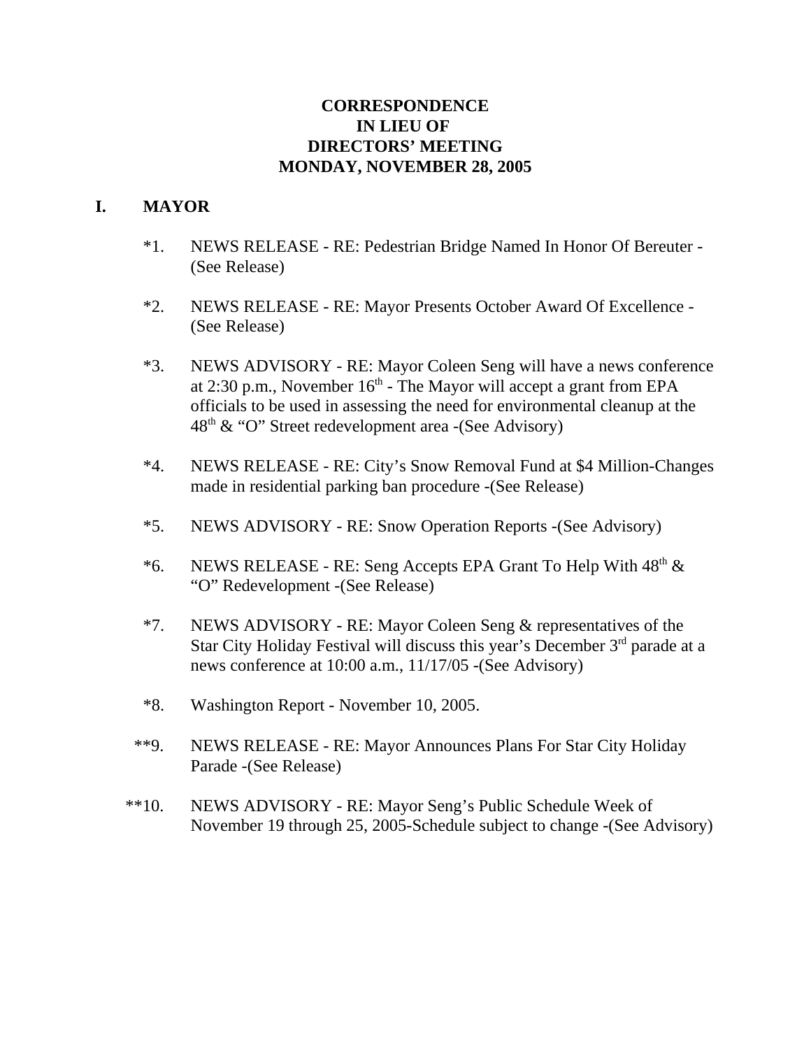# CORRESPONDENCE
# IN LIEU OF
# DIRECTORS' MEETING
# MONDAY, NOVEMBER 28, 2005

## I. MAYOR

*1. NEWS RELEASE - RE: Pedestrian Bridge Named In Honor Of Bereuter - (See Release)

*2. NEWS RELEASE - RE: Mayor Presents October Award Of Excellence - (See Release)

*3. NEWS ADVISORY - RE: Mayor Coleen Seng will have a news conference at 2:30 p.m., November 16th - The Mayor will accept a grant from EPA officials to be used in assessing the need for environmental cleanup at the 48th & "O" Street redevelopment area -(See Advisory)

*4. NEWS RELEASE - RE: City's Snow Removal Fund at $4 Million-Changes made in residential parking ban procedure -(See Release)

*5. NEWS ADVISORY - RE: Snow Operation Reports -(See Advisory)

*6. NEWS RELEASE - RE: Seng Accepts EPA Grant To Help With 48th & "O" Redevelopment -(See Release)

*7. NEWS ADVISORY - RE: Mayor Coleen Seng & representatives of the Star City Holiday Festival will discuss this year's December 3rd parade at a news conference at 10:00 a.m., 11/17/05 -(See Advisory)

*8. Washington Report - November 10, 2005.

**9. NEWS RELEASE - RE: Mayor Announces Plans For Star City Holiday Parade -(See Release)

**10. NEWS ADVISORY - RE: Mayor Seng's Public Schedule Week of November 19 through 25, 2005-Schedule subject to change -(See Advisory)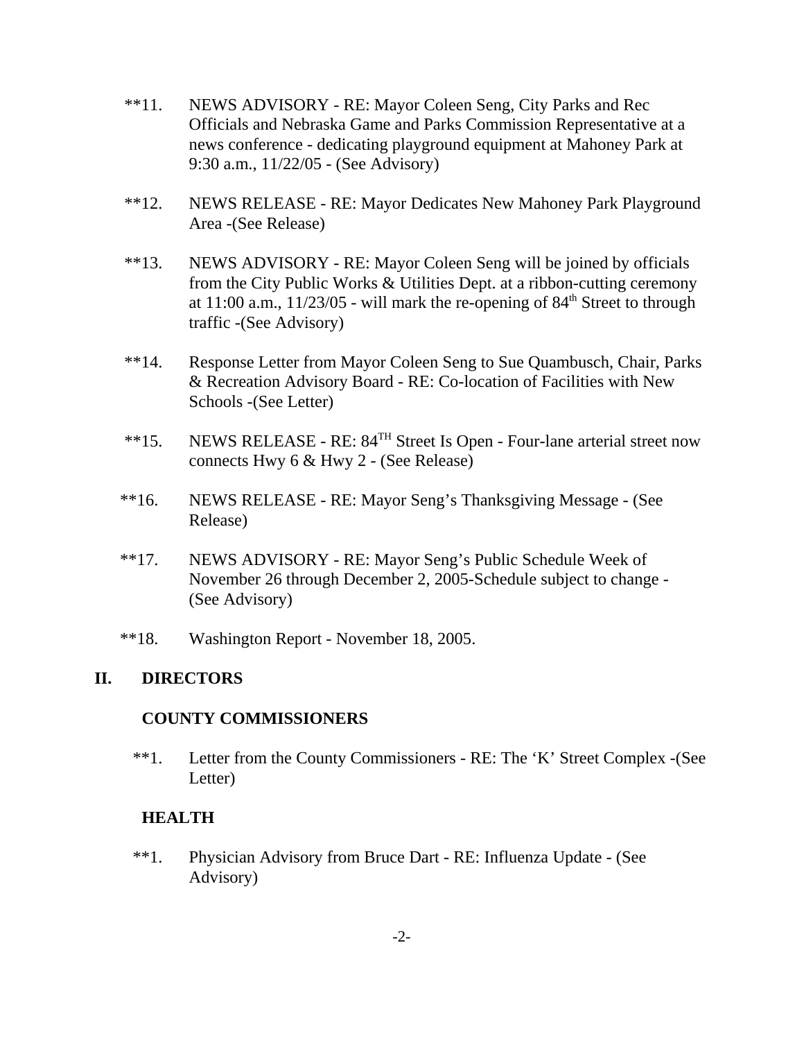**11. NEWS ADVISORY - RE: Mayor Coleen Seng, City Parks and Rec Officials and Nebraska Game and Parks Commission Representative at a news conference - dedicating playground equipment at Mahoney Park at 9:30 a.m., 11/22/05 - (See Advisory)

**12. NEWS RELEASE - RE: Mayor Dedicates New Mahoney Park Playground Area -(See Release)

**13. NEWS ADVISORY - RE: Mayor Coleen Seng will be joined by officials from the City Public Works & Utilities Dept. at a ribbon-cutting ceremony at 11:00 a.m., 11/23/05 - will mark the re-opening of 84th Street to through traffic -(See Advisory)

**14. Response Letter from Mayor Coleen Seng to Sue Quambusch, Chair, Parks & Recreation Advisory Board - RE: Co-location of Facilities with New Schools -(See Letter)

**15. NEWS RELEASE - RE: 84TH Street Is Open - Four-lane arterial street now connects Hwy 6 & Hwy 2 - (See Release)

**16. NEWS RELEASE - RE: Mayor Seng's Thanksgiving Message - (See Release)

**17. NEWS ADVISORY - RE: Mayor Seng's Public Schedule Week of November 26 through December 2, 2005-Schedule subject to change - (See Advisory)

**18. Washington Report - November 18, 2005.

## II. DIRECTORS

### COUNTY COMMISSIONERS

**1. Letter from the County Commissioners - RE: The 'K' Street Complex -(See Letter)

### HEALTH

**1. Physician Advisory from Bruce Dart - RE: Influenza Update - (See Advisory)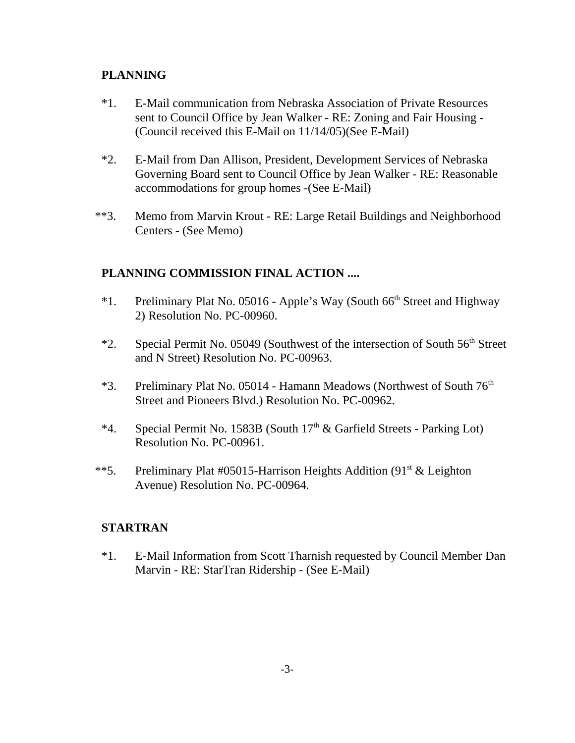## PLANNING

*1. E-Mail communication from Nebraska Association of Private Resources sent to Council Office by Jean Walker - RE: Zoning and Fair Housing - (Council received this E-Mail on 11/14/05)(See E-Mail)

*2. E-Mail from Dan Allison, President, Development Services of Nebraska Governing Board sent to Council Office by Jean Walker - RE: Reasonable accommodations for group homes -(See E-Mail)

**3. Memo from Marvin Krout - RE: Large Retail Buildings and Neighborhood Centers - (See Memo)

## PLANNING COMMISSION FINAL ACTION ....

*1. Preliminary Plat No. 05016 - Apple's Way (South 66th Street and Highway 2) Resolution No. PC-00960.

*2. Special Permit No. 05049 (Southwest of the intersection of South 56th Street and N Street) Resolution No. PC-00963.

*3. Preliminary Plat No. 05014 - Hamann Meadows (Northwest of South 76th Street and Pioneers Blvd.) Resolution No. PC-00962.

*4. Special Permit No. 1583B (South 17th & Garfield Streets - Parking Lot) Resolution No. PC-00961.

**5. Preliminary Plat #05015-Harrison Heights Addition (91st & Leighton Avenue) Resolution No. PC-00964.

## STARTRAN

*1. E-Mail Information from Scott Tharnish requested by Council Member Dan Marvin - RE: StarTran Ridership - (See E-Mail)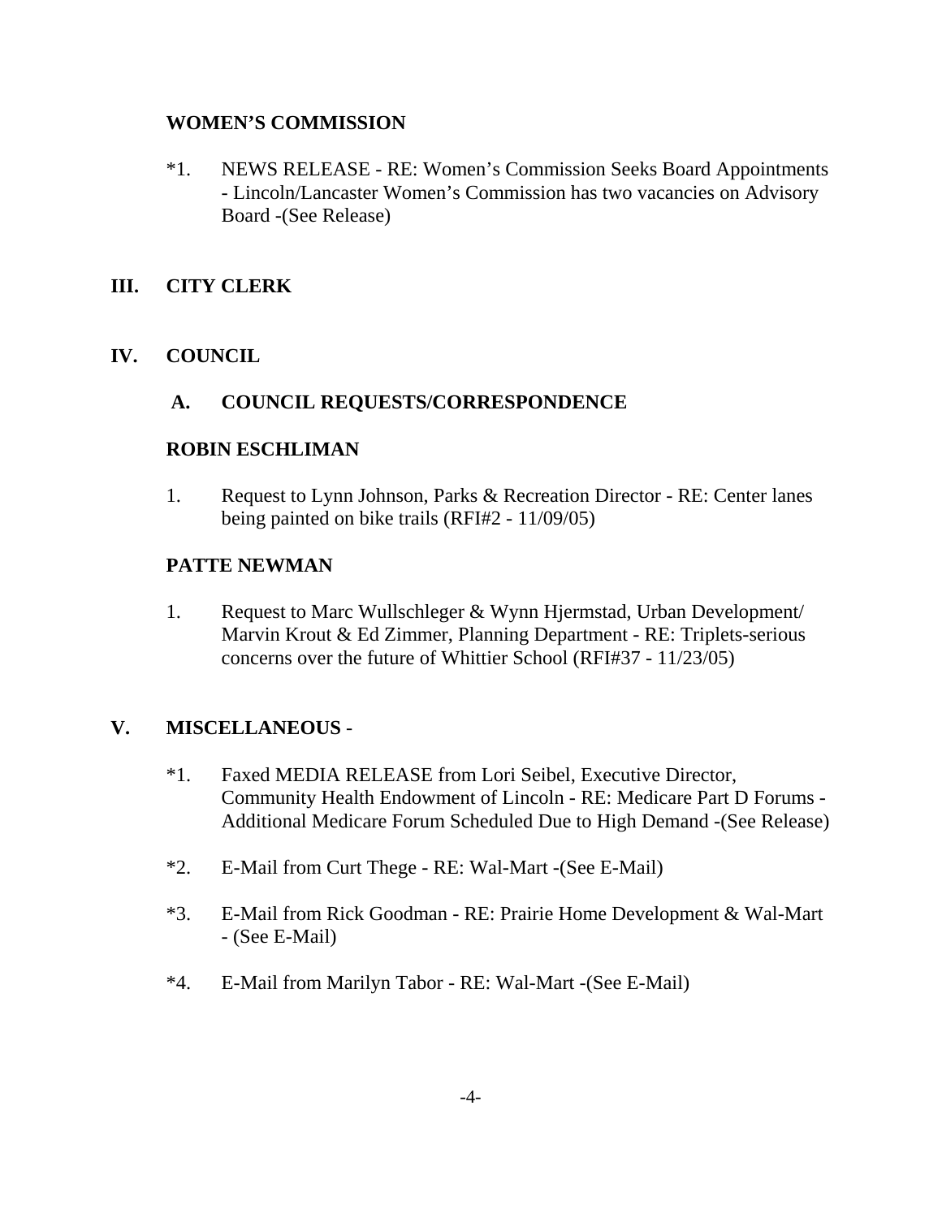### WOMEN'S COMMISSION

*1. NEWS RELEASE - RE: Women's Commission Seeks Board Appointments - Lincoln/Lancaster Women's Commission has two vacancies on Advisory Board -(See Release)

## III. CITY CLERK

## IV. COUNCIL

### A. COUNCIL REQUESTS/CORRESPONDENCE

### ROBIN ESCHLIMAN

1. Request to Lynn Johnson, Parks & Recreation Director - RE: Center lanes being painted on bike trails (RFI#2 - 11/09/05)

### PATTE NEWMAN

1. Request to Marc Wullschleger & Wynn Hjermstad, Urban Development/ Marvin Krout & Ed Zimmer, Planning Department - RE: Triplets-serious concerns over the future of Whittier School (RFI#37 - 11/23/05)

## V. MISCELLANEOUS -

*1. Faxed MEDIA RELEASE from Lori Seibel, Executive Director, Community Health Endowment of Lincoln - RE: Medicare Part D Forums - Additional Medicare Forum Scheduled Due to High Demand -(See Release)

*2. E-Mail from Curt Thege - RE: Wal-Mart -(See E-Mail)

*3. E-Mail from Rick Goodman - RE: Prairie Home Development & Wal-Mart - (See E-Mail)

*4. E-Mail from Marilyn Tabor - RE: Wal-Mart -(See E-Mail)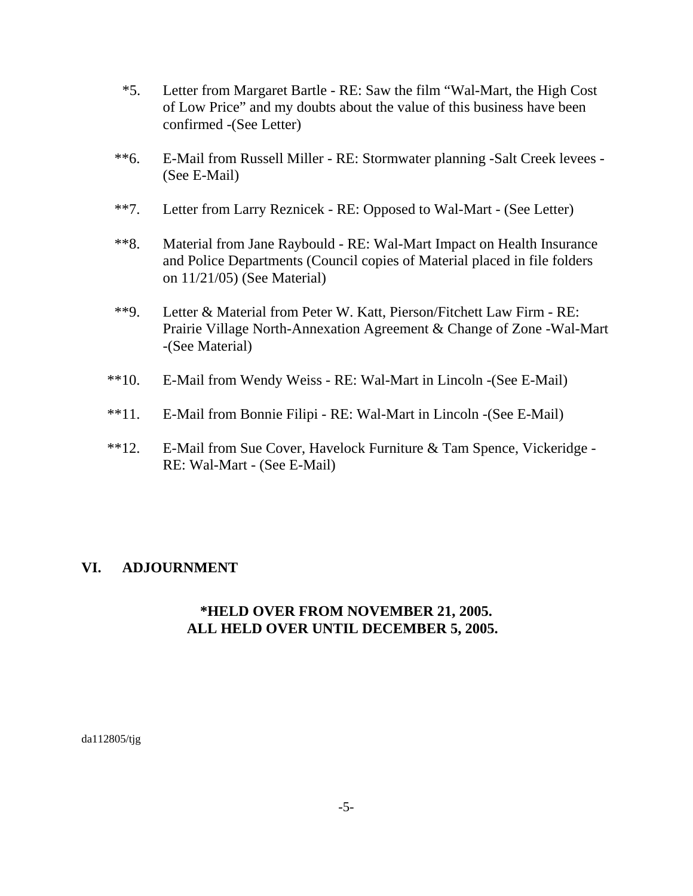*5. Letter from Margaret Bartle - RE: Saw the film "Wal-Mart, the High Cost of Low Price" and my doubts about the value of this business have been confirmed -(See Letter)

**6. E-Mail from Russell Miller - RE: Stormwater planning -Salt Creek levees - (See E-Mail)

**7. Letter from Larry Reznicek - RE: Opposed to Wal-Mart - (See Letter)

**8. Material from Jane Raybould - RE: Wal-Mart Impact on Health Insurance and Police Departments (Council copies of Material placed in file folders on 11/21/05) (See Material)

**9. Letter & Material from Peter W. Katt, Pierson/Fitchett Law Firm - RE: Prairie Village North-Annexation Agreement & Change of Zone -Wal-Mart -(See Material)

**10. E-Mail from Wendy Weiss - RE: Wal-Mart in Lincoln -(See E-Mail)

**11. E-Mail from Bonnie Filipi - RE: Wal-Mart in Lincoln -(See E-Mail)

**12. E-Mail from Sue Cover, Havelock Furniture & Tam Spence, Vickeridge - RE: Wal-Mart - (See E-Mail)

## VI. ADJOURNMENT

**\*HELD OVER FROM NOVEMBER 21, 2005.**
**ALL HELD OVER UNTIL DECEMBER 5, 2005.**

da112805/tjg